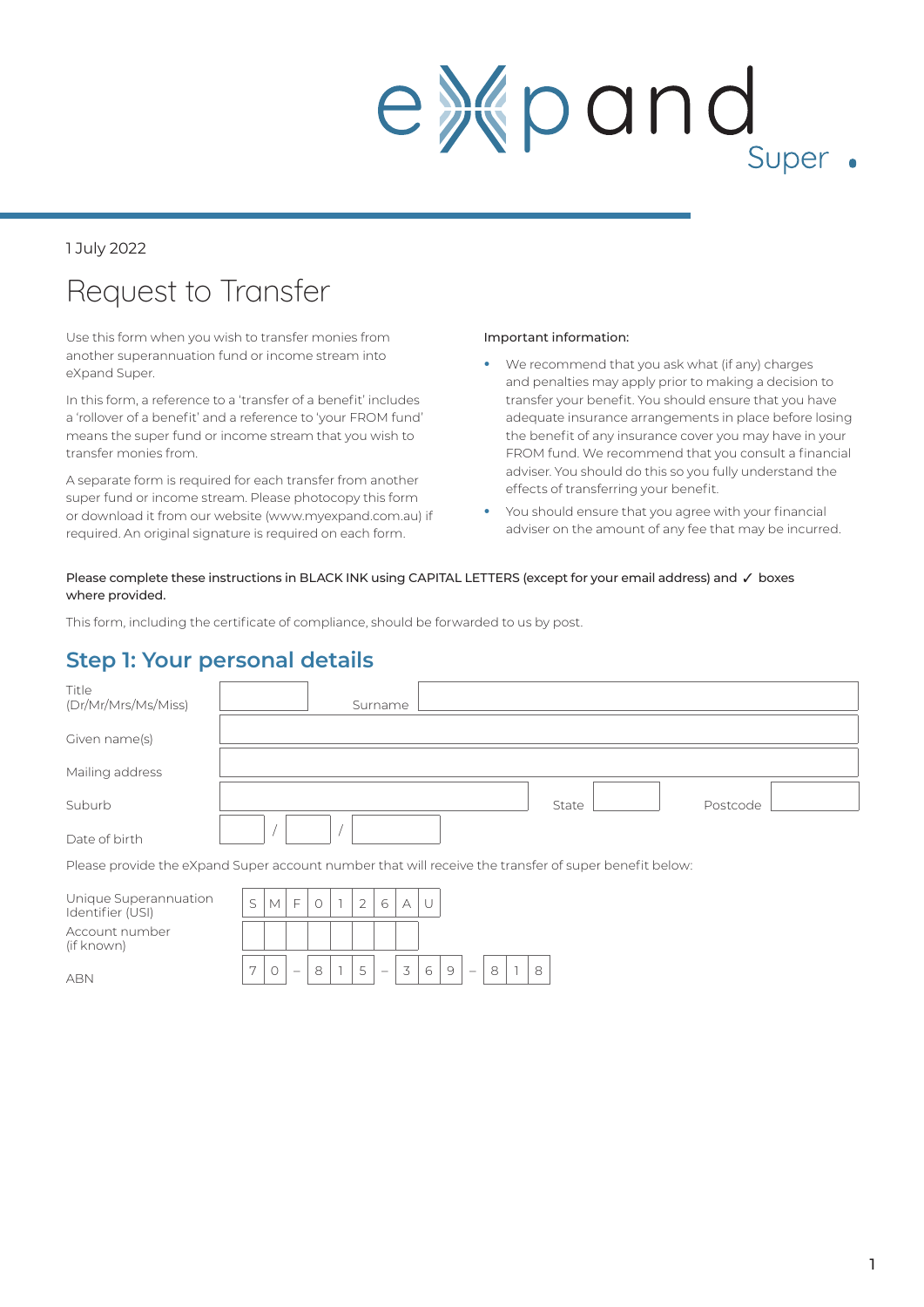eXpand Super

1 July 2022

# Request to Transfer

Use this form when you wish to transfer monies from another superannuation fund or income stream into eXpand Super.

In this form, a reference to a 'transfer of a benefit' includes a 'rollover of a benefit' and a reference to 'your FROM fund' means the super fund or income stream that you wish to transfer monies from.

A separate form is required for each transfer from another super fund or income stream. Please photocopy this form or download it from our website (www.myexpand.com.au) if required. An original signature is required on each form.

**Important information:**

- We recommend that you ask what (if any) charges and penalties may apply prior to making a decision to transfer your benefit. You should ensure that you have adequate insurance arrangements in place before losing the benefit of any insurance cover you may have in your FROM fund. We recommend that you consult a financial adviser. You should do this so you fully understand the effects of transferring your benefit.
- You should ensure that you agree with your financial adviser on the amount of any fee that may be incurred.

**Please complete these instructions in BLACK INK using CAPITAL LETTERS (except for your email address) and ✓ boxes where provided.**

This form, including the certificate of compliance, should be forwarded to us by post.

## Step 1: Your personal details

| | |
|---|---|
| Title (Dr/Mr/Mrs/Ms/Miss) | Surname |
| Given name(s) | |
| Mailing address | |
| Suburb | State / Postcode |
| Date of birth | / / |

Please provide the eXpand Super account number that will receive the transfer of super benefit below:

| | |
|---|---|
| Unique Superannuation Identifier (USI) | SMF0126AU |
| Account number (if known) | |
| ABN | 70 – 815 – 369 – 818 |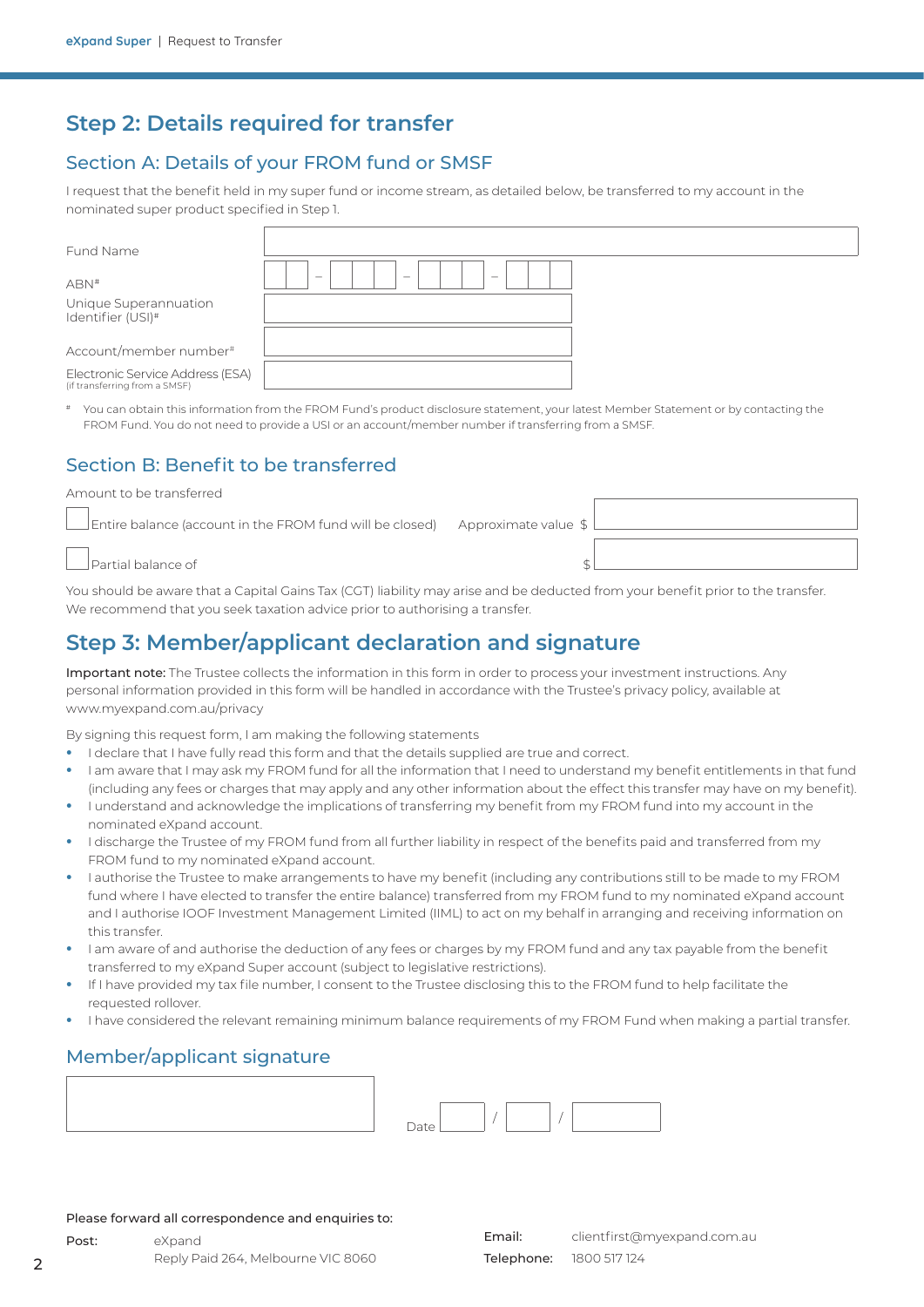## Step 2: Details required for transfer

### Section A: Details of your FROM fund or SMSF

I request that the benefit held in my super fund or income stream, as detailed below, be transferred to my account in the nominated super product specified in Step 1.

| | |
|---|---|
| Fund Name | |
| ABN# | _ _ – _ _ _ – _ _ _ – _ _ _ |
| Unique Superannuation Identifier (USI)# | |
| Account/member number# | |
| Electronic Service Address (ESA) (if transferring from a SMSF) | |

# You can obtain this information from the FROM Fund's product disclosure statement, your latest Member Statement or by contacting the FROM Fund. You do not need to provide a USI or an account/member number if transferring from a SMSF.

### Section B: Benefit to be transferred

Amount to be transferred

☐ Entire balance (account in the FROM fund will be closed) Approximate value $ ____________

☐ Partial balance of $ ____________

You should be aware that a Capital Gains Tax (CGT) liability may arise and be deducted from your benefit prior to the transfer. We recommend that you seek taxation advice prior to authorising a transfer.

## Step 3: Member/applicant declaration and signature

**Important note:** The Trustee collects the information in this form in order to process your investment instructions. Any personal information provided in this form will be handled in accordance with the Trustee's privacy policy, available at www.myexpand.com.au/privacy

By signing this request form, I am making the following statements

- I declare that I have fully read this form and that the details supplied are true and correct.
- I am aware that I may ask my FROM fund for all the information that I need to understand my benefit entitlements in that fund (including any fees or charges that may apply and any other information about the effect this transfer may have on my benefit).
- I understand and acknowledge the implications of transferring my benefit from my FROM fund into my account in the nominated eXpand account.
- I discharge the Trustee of my FROM fund from all further liability in respect of the benefits paid and transferred from my FROM fund to my nominated eXpand account.
- I authorise the Trustee to make arrangements to have my benefit (including any contributions still to be made to my FROM fund where I have elected to transfer the entire balance) transferred from my FROM fund to my nominated eXpand account and I authorise IOOF Investment Management Limited (IIML) to act on my behalf in arranging and receiving information on this transfer.
- I am aware of and authorise the deduction of any fees or charges by my FROM fund and any tax payable from the benefit transferred to my eXpand Super account (subject to legislative restrictions).
- If I have provided my tax file number, I consent to the Trustee disclosing this to the FROM fund to help facilitate the requested rollover.
- I have considered the relevant remaining minimum balance requirements of my FROM Fund when making a partial transfer.

### Member/applicant signature

____________________ Date ___ / ___ / ______

**Please forward all correspondence and enquiries to:**

**Post:** eXpand
Reply Paid 264, Melbourne VIC 8060

**Email:** clientfirst@myexpand.com.au

**Telephone:** 1800 517 124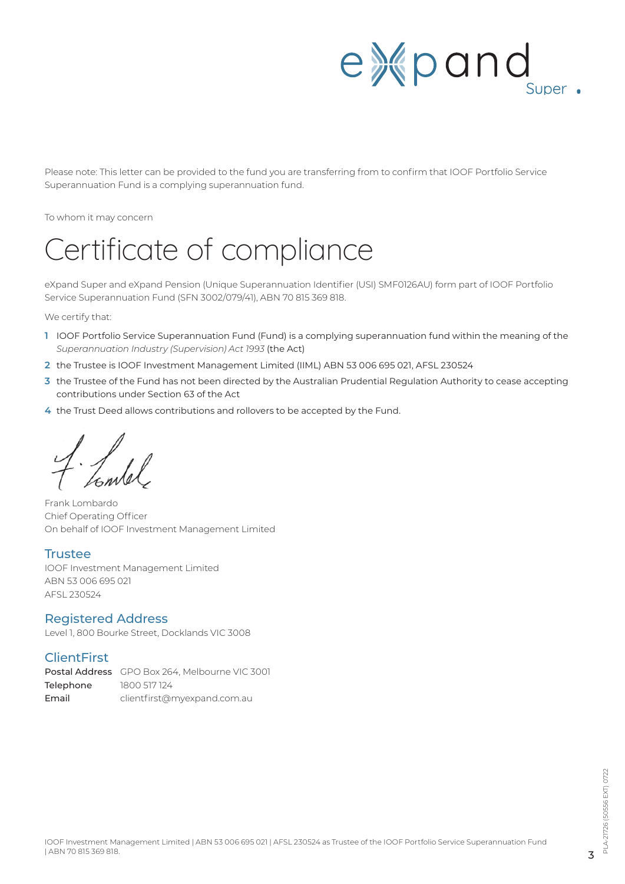Please note: This letter can be provided to the fund you are transferring from to confirm that IOOF Portfolio Service Superannuation Fund is a complying superannuation fund.

To whom it may concern

# Certificate of compliance

eXpand Super and eXpand Pension (Unique Superannuation Identifier (USI) SMF0126AU) form part of IOOF Portfolio Service Superannuation Fund (SFN 3002/079/41), ABN 70 815 369 818.

We certify that:

1. IOOF Portfolio Service Superannuation Fund (Fund) is a complying superannuation fund within the meaning of the *Superannuation Industry (Supervision) Act 1993* (the Act)
2. the Trustee is IOOF Investment Management Limited (IIML) ABN 53 006 695 021, AFSL 230524
3. the Trustee of the Fund has not been directed by the Australian Prudential Regulation Authority to cease accepting contributions under Section 63 of the Act
4. the Trust Deed allows contributions and rollovers to be accepted by the Fund.

Frank Lombardo
Chief Operating Officer
On behalf of IOOF Investment Management Limited

## Trustee

IOOF Investment Management Limited
ABN 53 006 695 021
AFSL 230524

## Registered Address

Level 1, 800 Bourke Street, Docklands VIC 3008

## ClientFirst

| | |
|---|---|
| **Postal Address** | GPO Box 264, Melbourne VIC 3001 |
| **Telephone** | 1800 517 124 |
| **Email** | clientfirst@myexpand.com.au |

IOOF Investment Management Limited | ABN 53 006 695 021 | AFSL 230524 as Trustee of the IOOF Portfolio Service Superannuation Fund | ABN 70 815 369 818.

PLA-21726 (50556 EXT) 0722